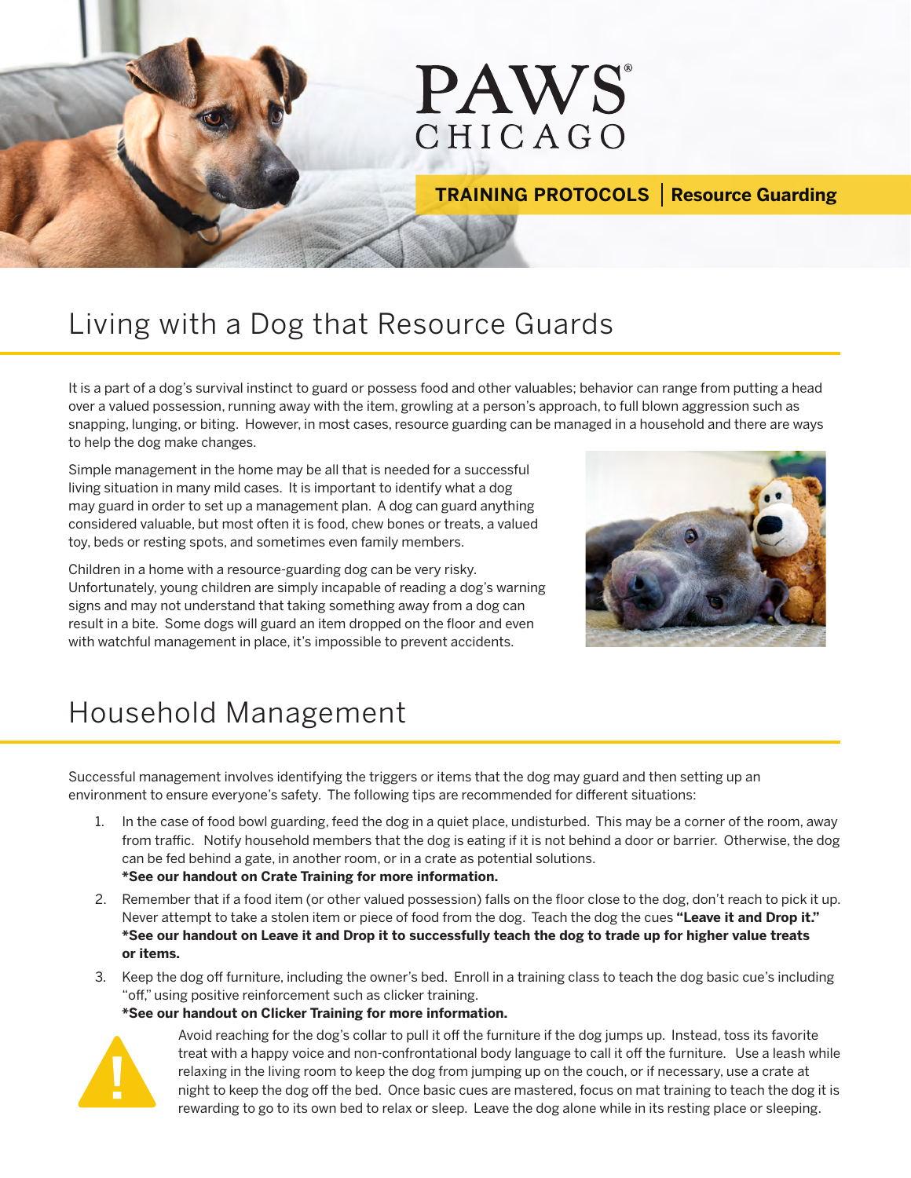PAWS® CHICAGO

**TRAINING PROTOCOLS | Resource Guarding**

# Living with a Dog that Resource Guards

It is a part of a dog's survival instinct to guard or possess food and other valuables; behavior can range from putting a head over a valued possession, running away with the item, growling at a person's approach, to full blown aggression such as snapping, lunging, or biting. However, in most cases, resource guarding can be managed in a household and there are ways to help the dog make changes.

Simple management in the home may be all that is needed for a successful living situation in many mild cases. It is important to identify what a dog may guard in order to set up a management plan. A dog can guard anything considered valuable, but most often it is food, chew bones or treats, a valued toy, beds or resting spots, and sometimes even family members.

Children in a home with a resource-guarding dog can be very risky. Unfortunately, young children are simply incapable of reading a dog's warning signs and may not understand that taking something away from a dog can result in a bite. Some dogs will guard an item dropped on the floor and even with watchful management in place, it's impossible to prevent accidents.

# Household Management

Successful management involves identifying the triggers or items that the dog may guard and then setting up an environment to ensure everyone's safety. The following tips are recommended for different situations:

1. In the case of food bowl guarding, feed the dog in a quiet place, undisturbed. This may be a corner of the room, away from traffic. Notify household members that the dog is eating if it is not behind a door or barrier. Otherwise, the dog can be fed behind a gate, in another room, or in a crate as potential solutions.
   **\*See our handout on Crate Training for more information.**
2. Remember that if a food item (or other valued possession) falls on the floor close to the dog, don't reach to pick it up. Never attempt to take a stolen item or piece of food from the dog. Teach the dog the cues **"Leave it and Drop it."**
   **\*See our handout on Leave it and Drop it to successfully teach the dog to trade up for higher value treats or items.**
3. Keep the dog off furniture, including the owner's bed. Enroll in a training class to teach the dog basic cue's including "off," using positive reinforcement such as clicker training.
   **\*See our handout on Clicker Training for more information.**

   ! Avoid reaching for the dog's collar to pull it off the furniture if the dog jumps up. Instead, toss its favorite treat with a happy voice and non-confrontational body language to call it off the furniture. Use a leash while relaxing in the living room to keep the dog from jumping up on the couch, or if necessary, use a crate at night to keep the dog off the bed. Once basic cues are mastered, focus on mat training to teach the dog it is rewarding to go to its own bed to relax or sleep. Leave the dog alone while in its resting place or sleeping.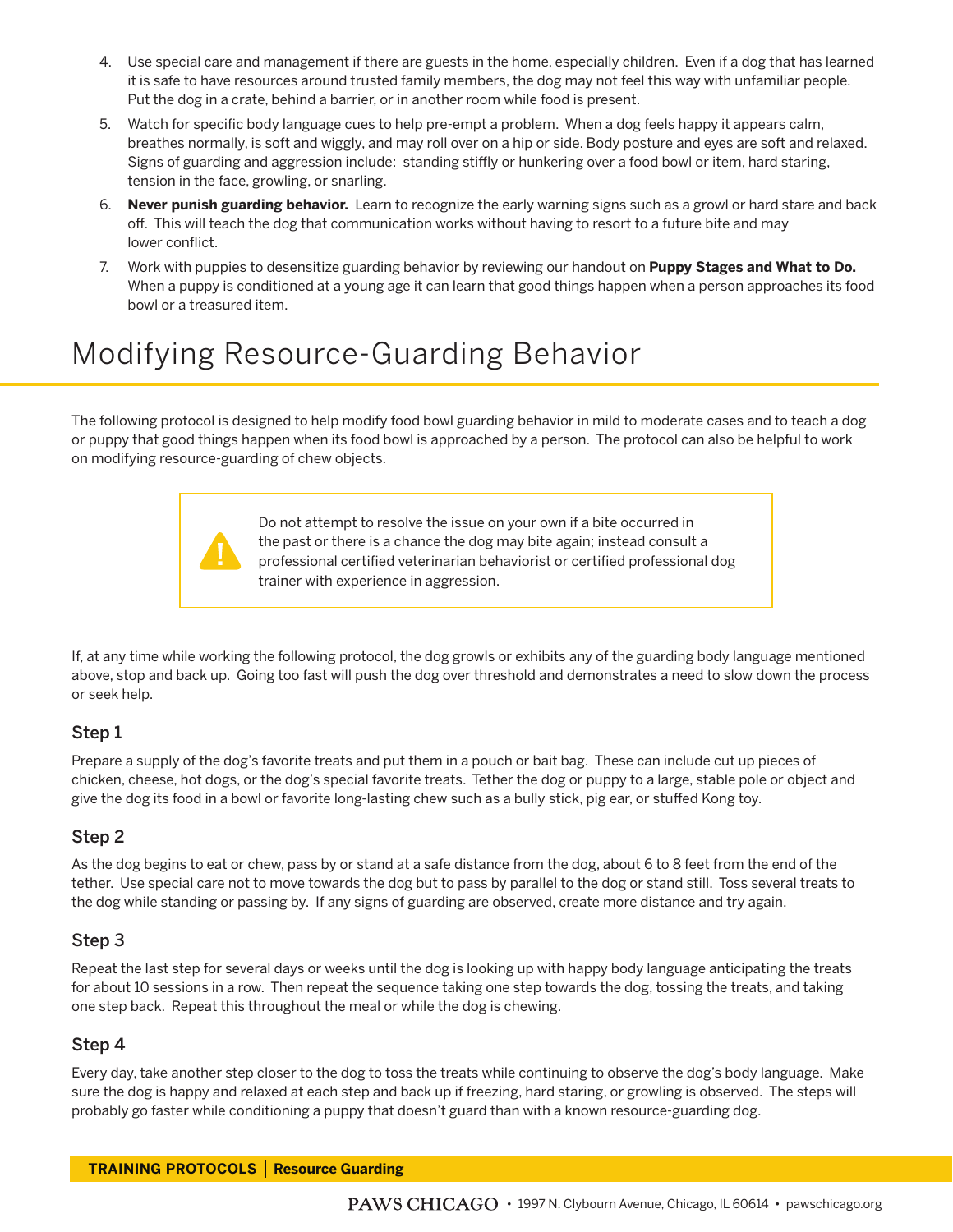4. Use special care and management if there are guests in the home, especially children. Even if a dog that has learned it is safe to have resources around trusted family members, the dog may not feel this way with unfamiliar people. Put the dog in a crate, behind a barrier, or in another room while food is present.
5. Watch for specific body language cues to help pre-empt a problem. When a dog feels happy it appears calm, breathes normally, is soft and wiggly, and may roll over on a hip or side. Body posture and eyes are soft and relaxed. Signs of guarding and aggression include: standing stiffly or hunkering over a food bowl or item, hard staring, tension in the face, growling, or snarling.
6. **Never punish guarding behavior.** Learn to recognize the early warning signs such as a growl or hard stare and back off. This will teach the dog that communication works without having to resort to a future bite and may lower conflict.
7. Work with puppies to desensitize guarding behavior by reviewing our handout on **Puppy Stages and What to Do.** When a puppy is conditioned at a young age it can learn that good things happen when a person approaches its food bowl or a treasured item.

# Modifying Resource-Guarding Behavior

The following protocol is designed to help modify food bowl guarding behavior in mild to moderate cases and to teach a dog or puppy that good things happen when its food bowl is approached by a person. The protocol can also be helpful to work on modifying resource-guarding of chew objects.

> **!** Do not attempt to resolve the issue on your own if a bite occurred in the past or there is a chance the dog may bite again; instead consult a professional certified veterinarian behaviorist or certified professional dog trainer with experience in aggression.

If, at any time while working the following protocol, the dog growls or exhibits any of the guarding body language mentioned above, stop and back up. Going too fast will push the dog over threshold and demonstrates a need to slow down the process or seek help.

### Step 1

Prepare a supply of the dog's favorite treats and put them in a pouch or bait bag. These can include cut up pieces of chicken, cheese, hot dogs, or the dog's special favorite treats. Tether the dog or puppy to a large, stable pole or object and give the dog its food in a bowl or favorite long-lasting chew such as a bully stick, pig ear, or stuffed Kong toy.

### Step 2

As the dog begins to eat or chew, pass by or stand at a safe distance from the dog, about 6 to 8 feet from the end of the tether. Use special care not to move towards the dog but to pass by parallel to the dog or stand still. Toss several treats to the dog while standing or passing by. If any signs of guarding are observed, create more distance and try again.

### Step 3

Repeat the last step for several days or weeks until the dog is looking up with happy body language anticipating the treats for about 10 sessions in a row. Then repeat the sequence taking one step towards the dog, tossing the treats, and taking one step back. Repeat this throughout the meal or while the dog is chewing.

### Step 4

Every day, take another step closer to the dog to toss the treats while continuing to observe the dog's body language. Make sure the dog is happy and relaxed at each step and back up if freezing, hard staring, or growling is observed. The steps will probably go faster while conditioning a puppy that doesn't guard than with a known resource-guarding dog.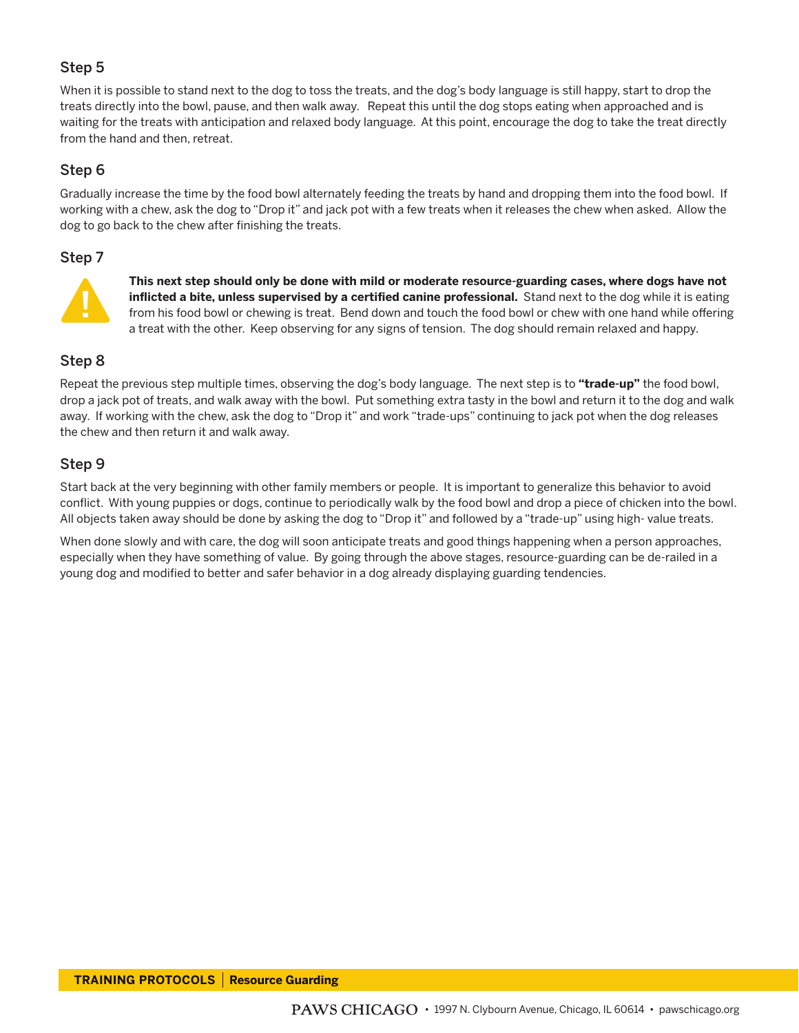### Step 5

When it is possible to stand next to the dog to toss the treats, and the dog's body language is still happy, start to drop the treats directly into the bowl, pause, and then walk away. Repeat this until the dog stops eating when approached and is waiting for the treats with anticipation and relaxed body language. At this point, encourage the dog to take the treat directly from the hand and then, retreat.

### Step 6

Gradually increase the time by the food bowl alternately feeding the treats by hand and dropping them into the food bowl. If working with a chew, ask the dog to "Drop it" and jack pot with a few treats when it releases the chew when asked. Allow the dog to go back to the chew after finishing the treats.

### Step 7

**This next step should only be done with mild or moderate resource-guarding cases, where dogs have not inflicted a bite, unless supervised by a certified canine professional.** Stand next to the dog while it is eating from his food bowl or chewing is treat. Bend down and touch the food bowl or chew with one hand while offering a treat with the other. Keep observing for any signs of tension. The dog should remain relaxed and happy.

### Step 8

Repeat the previous step multiple times, observing the dog's body language. The next step is to **"trade-up"** the food bowl, drop a jack pot of treats, and walk away with the bowl. Put something extra tasty in the bowl and return it to the dog and walk away. If working with the chew, ask the dog to "Drop it" and work "trade-ups" continuing to jack pot when the dog releases the chew and then return it and walk away.

### Step 9

Start back at the very beginning with other family members or people. It is important to generalize this behavior to avoid conflict. With young puppies or dogs, continue to periodically walk by the food bowl and drop a piece of chicken into the bowl. All objects taken away should be done by asking the dog to "Drop it" and followed by a "trade-up" using high- value treats.

When done slowly and with care, the dog will soon anticipate treats and good things happening when a person approaches, especially when they have something of value. By going through the above stages, resource-guarding can be de-railed in a young dog and modified to better and safer behavior in a dog already displaying guarding tendencies.